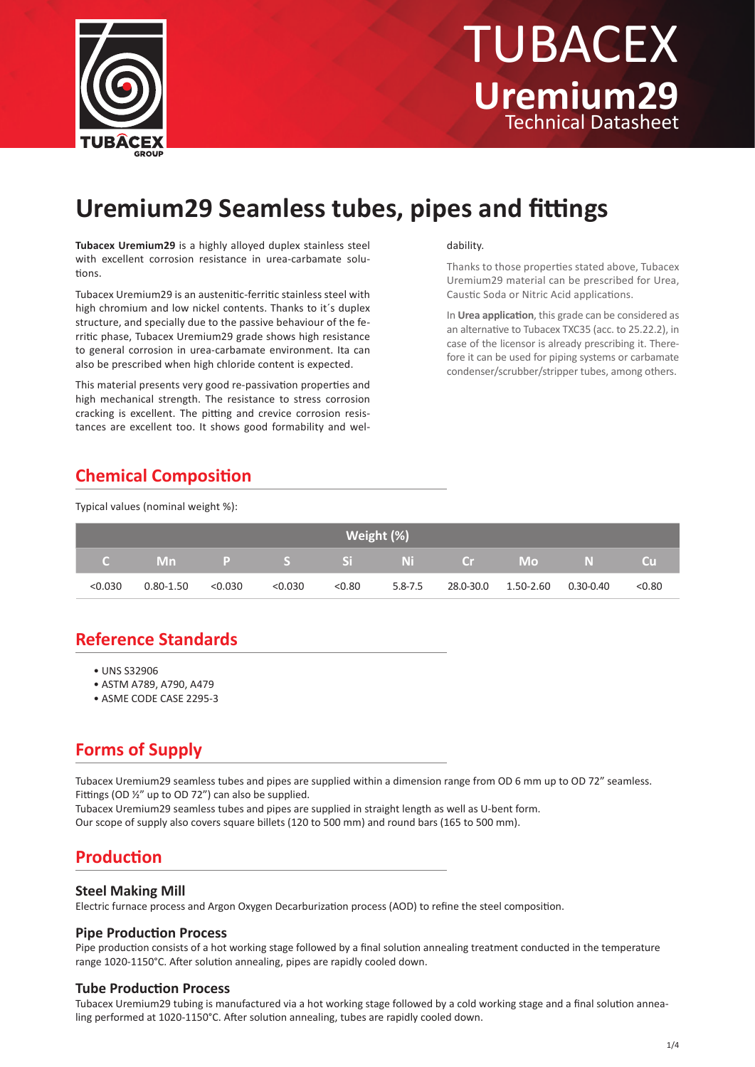# TUBACEX

## Uremium29

Technical Datasheet

# Uremium29 Seamless tubes, pipes and fittings

**Tubacex Uremium29** is a highly alloyed duplex stainless steel with excellent corrosion resistance in urea-carbamate solutions.

Tubacex Uremium29 is an austenitic-ferritic stainless steel with high chromium and low nickel contents. Thanks to it´s duplex structure, and specially due to the passive behaviour of the ferritic phase, Tubacex Uremium29 grade shows high resistance to general corrosion in urea-carbamate environment. Ita can also be prescribed when high chloride content is expected.

This material presents very good re-passivation properties and high mechanical strength. The resistance to stress corrosion cracking is excellent. The pitting and crevice corrosion resistances are excellent too. It shows good formability and weldability.

Thanks to those properties stated above, Tubacex Uremium29 material can be prescribed for Urea, Caustic Soda or Nitric Acid applications.

In **Urea application**, this grade can be considered as an alternative to Tubacex TXC35 (acc. to 25.22.2), in case of the licensor is already prescribing it. Therefore it can be used for piping systems or carbamate condenser/scrubber/stripper tubes, among others.

## Chemical Composition

Typical values (nominal weight %):

| Weight (%) | | | | | | | | | |
|---|---|---|---|---|---|---|---|---|---|
| C | Mn | P | S | Si | Ni | Cr | Mo | N | Cu |
| <0.030 | 0.80-1.50 | <0.030 | <0.030 | <0.80 | 5.8-7.5 | 28.0-30.0 | 1.50-2.60 | 0.30-0.40 | <0.80 |

## Reference Standards

- UNS S32906
- ASTM A789, A790, A479
- ASME CODE CASE 2295-3

## Forms of Supply

Tubacex Uremium29 seamless tubes and pipes are supplied within a dimension range from OD 6 mm up to OD 72" seamless. Fittings (OD ½" up to OD 72") can also be supplied.
Tubacex Uremium29 seamless tubes and pipes are supplied in straight length as well as U-bent form.
Our scope of supply also covers square billets (120 to 500 mm) and round bars (165 to 500 mm).

## Production

### Steel Making Mill

Electric furnace process and Argon Oxygen Decarburization process (AOD) to refine the steel composition.

### Pipe Production Process

Pipe production consists of a hot working stage followed by a final solution annealing treatment conducted in the temperature range 1020-1150°C. After solution annealing, pipes are rapidly cooled down.

### Tube Production Process

Tubacex Uremium29 tubing is manufactured via a hot working stage followed by a cold working stage and a final solution annealing performed at 1020-1150°C. After solution annealing, tubes are rapidly cooled down.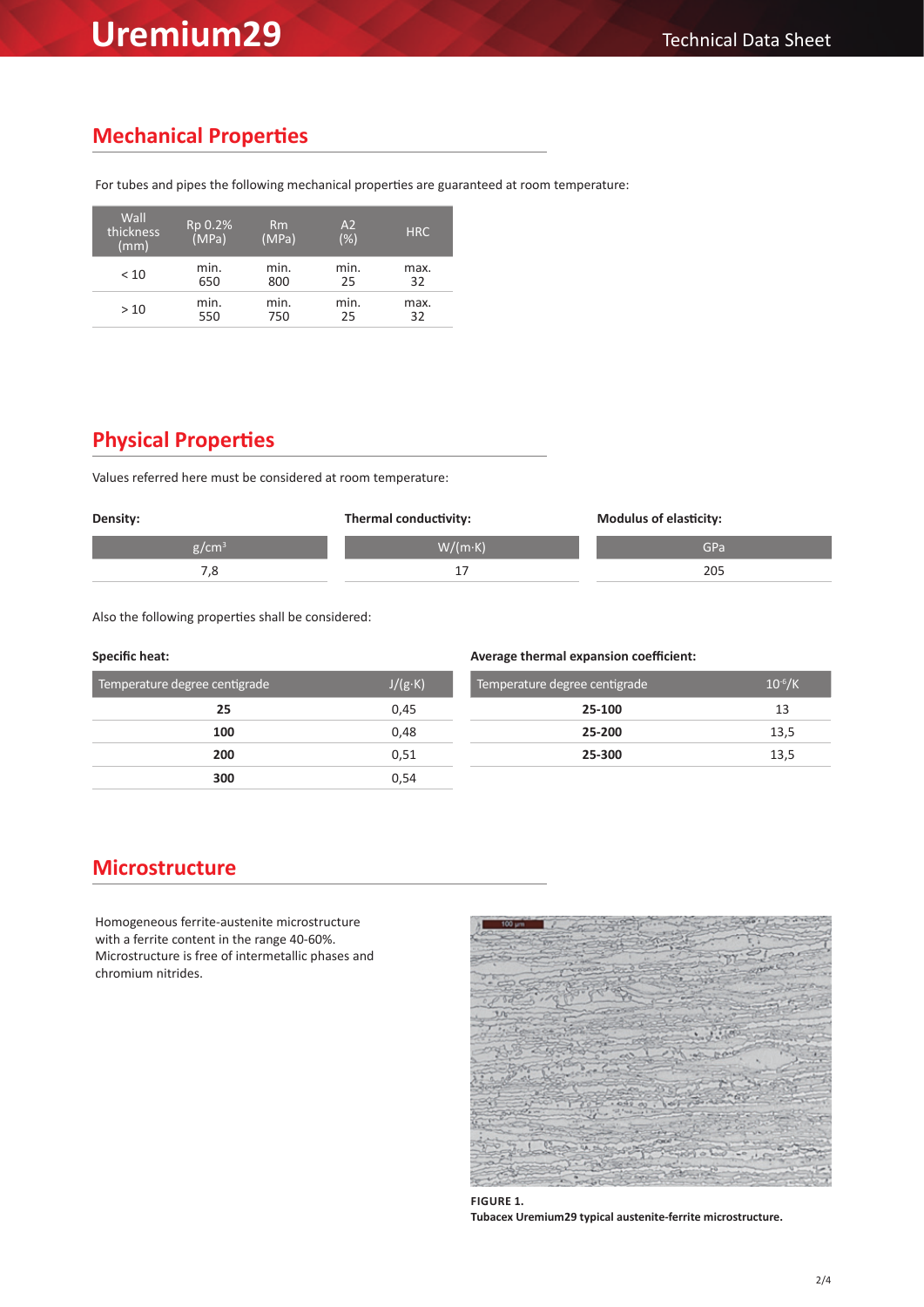## Mechanical Properties

For tubes and pipes the following mechanical properties are guaranteed at room temperature:

| Wall thickness (mm) | Rp 0.2% (MPa) | Rm (MPa) | A2 (%) | HRC |
|---|---|---|---|---|
| < 10 | min. 650 | min. 800 | min. 25 | max. 32 |
| > 10 | min. 550 | min. 750 | min. 25 | max. 32 |

## Physical Properties

Values referred here must be considered at room temperature:

**Density:**

| $g/cm^3$ |
|---|
| 7,8 |

**Thermal conductivity:**

| W/(m·K) |
|---|
| 17 |

**Modulus of elasticity:**

| GPa |
|---|
| 205 |

Also the following properties shall be considered:

**Specific heat:**

| Temperature degree centigrade | J/(g·K) |
|---|---|
| **25** | 0,45 |
| **100** | 0,48 |
| **200** | 0,51 |
| **300** | 0,54 |

**Average thermal expansion coefficient:**

| Temperature degree centigrade | $10^{-6}/K$ |
|---|---|
| **25-100** | 13 |
| **25-200** | 13,5 |
| **25-300** | 13,5 |

## Microstructure

Homogeneous ferrite-austenite microstructure with a ferrite content in the range 40-60%. Microstructure is free of intermetallic phases and chromium nitrides.

**FIGURE 1.**
**Tubacex Uremium29 typical austenite-ferrite microstructure.**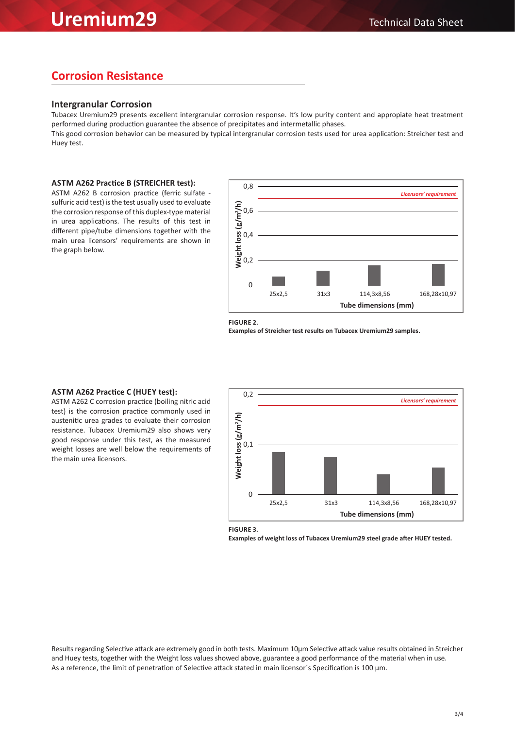## Corrosion Resistance

### Intergranular Corrosion

Tubacex Uremium29 presents excellent intergranular corrosion response. It's low purity content and appropiate heat treatment performed during production guarantee the absence of precipitates and intermetallic phases.
This good corrosion behavior can be measured by typical intergranular corrosion tests used for urea application: Streicher test and Huey test.

**ASTM A262 Practice B (STREICHER test):**
ASTM A262 B corrosion practice (ferric sulfate - sulfuric acid test) is the test usually used to evaluate the corrosion response of this duplex-type material in urea applications. The results of this test in different pipe/tube dimensions together with the main urea licensors' requirements are shown in the graph below.

**FIGURE 2.**
**Examples of Streicher test results on Tubacex Uremium29 samples.**

**ASTM A262 Practice C (HUEY test):**
ASTM A262 C corrosion practice (boiling nitric acid test) is the corrosion practice commonly used in austenitic urea grades to evaluate their corrosion resistance. Tubacex Uremium29 also shows very good response under this test, as the measured weight losses are well below the requirements of the main urea licensors.

**FIGURE 3.**
**Examples of weight loss of Tubacex Uremium29 steel grade after HUEY tested.**

Results regarding Selective attack are extremely good in both tests. Maximum 10µm Selective attack value results obtained in Streicher and Huey tests, together with the Weight loss values showed above, guarantee a good performance of the material when in use.
As a reference, the limit of penetration of Selective attack stated in main licensor´s Specification is 100 µm.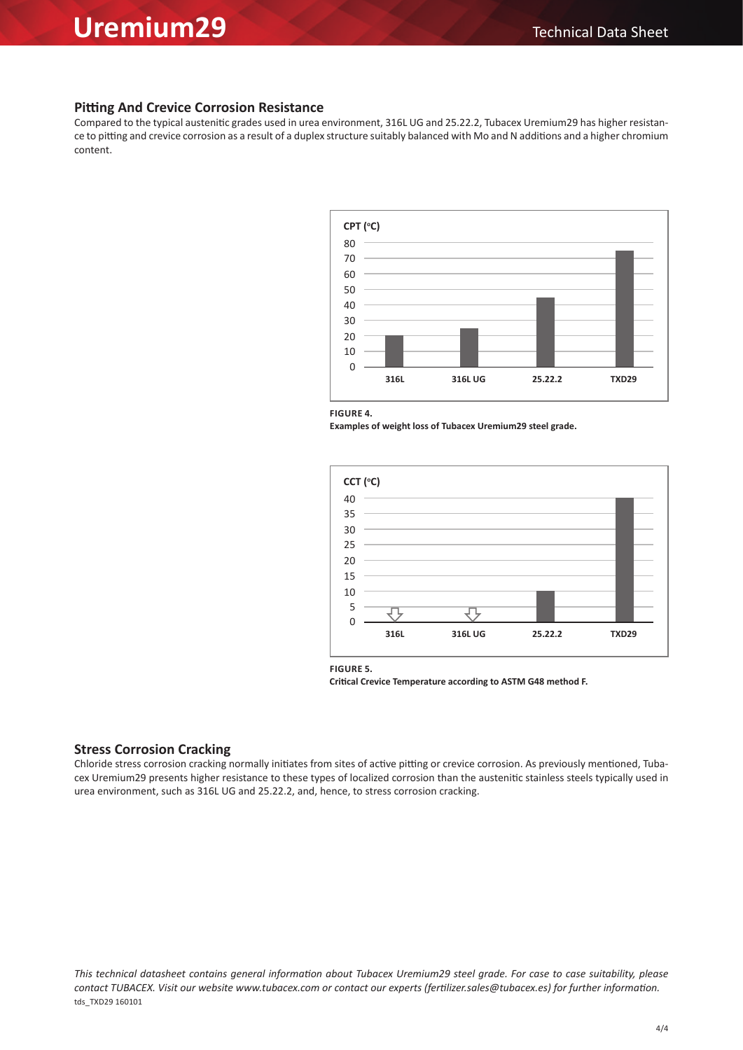## Pitting And Crevice Corrosion Resistance

Compared to the typical austenitic grades used in urea environment, 316L UG and 25.22.2, Tubacex Uremium29 has higher resistance to pitting and crevice corrosion as a result of a duplex structure suitably balanced with Mo and N additions and a higher chromium content.

CPT (ºC)

80
70
60
50
40
30
20
10
0

316L
316L UG
25.22.2
TXD29

**FIGURE 4.**
**Examples of weight loss of Tubacex Uremium29 steel grade.**

CCT (ºC)

40
35
30
25
20
15
10
5
0

316L
316L UG
25.22.2
TXD29

**FIGURE 5.**
**Critical Crevice Temperature according to ASTM G48 method F.**

## Stress Corrosion Cracking

Chloride stress corrosion cracking normally initiates from sites of active pitting or crevice corrosion. As previously mentioned, Tubacex Uremium29 presents higher resistance to these types of localized corrosion than the austenitic stainless steels typically used in urea environment, such as 316L UG and 25.22.2, and, hence, to stress corrosion cracking.

*This technical datasheet contains general information about Tubacex Uremium29 steel grade. For case to case suitability, please contact TUBACEX. Visit our website www.tubacex.com or contact our experts (fertilizer.sales@tubacex.es) for further information.*

tds_TXD29 160101